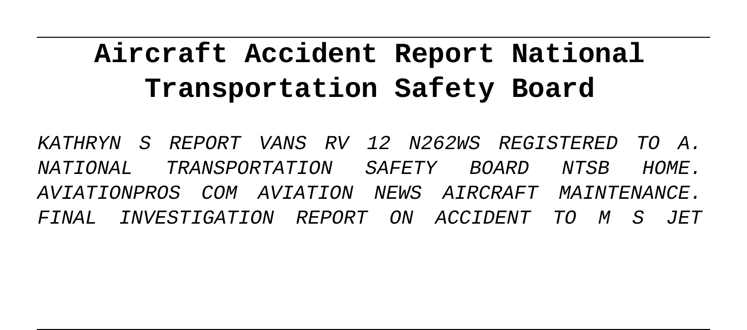# Aircraft Accident Report National Transportation Safety Board

KATHRYN S REPORT VANS RV 12 N262WS REGISTERED TO A. NATIONAL TRANSPORTATION SAFETY BOARD NTSB HOME. AVIATIONPROS COM AVIATION NEWS AIRCRAFT MAINTENANCE. FINAL INVESTIGATION REPORT ON ACCIDENT TO M S JET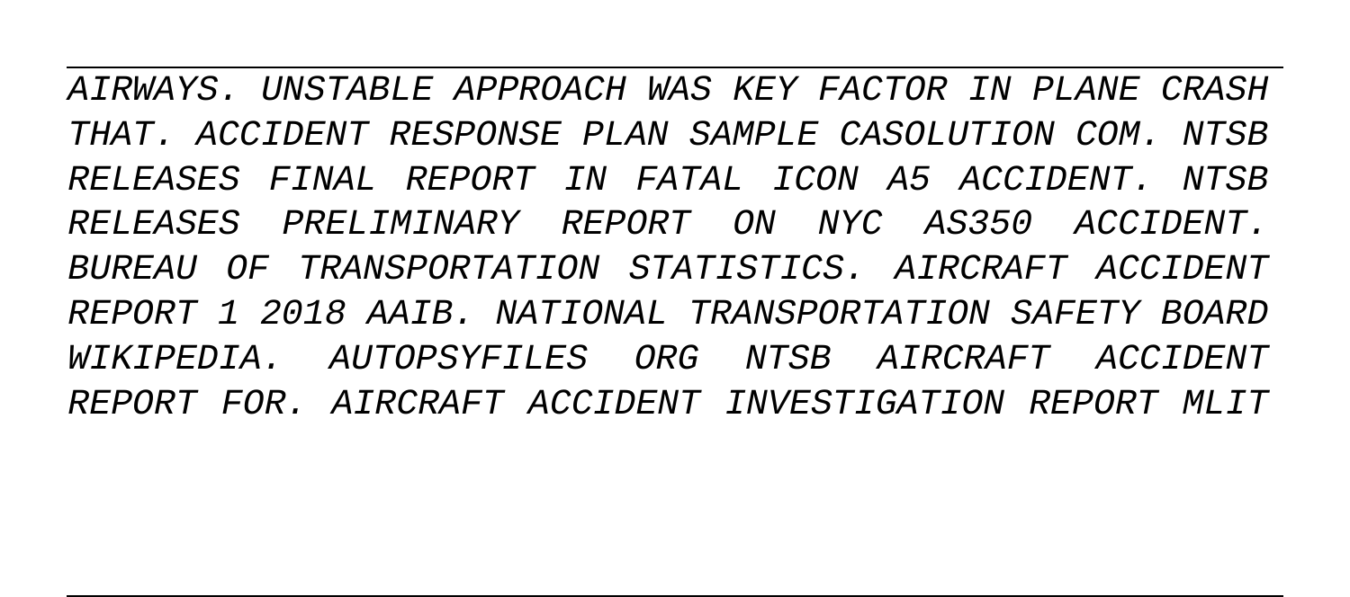AIRWAYS. UNSTABLE APPROACH WAS KEY FACTOR IN PLANE CRASH THAT. ACCIDENT RESPONSE PLAN SAMPLE CASOLUTION COM. NTSB RELEASES FINAL REPORT IN FATAL ICON A5 ACCIDENT. NTSB RELEASES PRELIMINARY REPORT ON NYC AS350 ACCIDENT. BUREAU OF TRANSPORTATION STATISTICS. AIRCRAFT ACCIDENT REPORT 1 2018 AAIB. NATIONAL TRANSPORTATION SAFETY BOARD WIKIPEDIA. AUTOPSYFILES ORG NTSB AIRCRAFT ACCIDENT REPORT FOR. AIRCRAFT ACCIDENT INVESTIGATION REPORT MLIT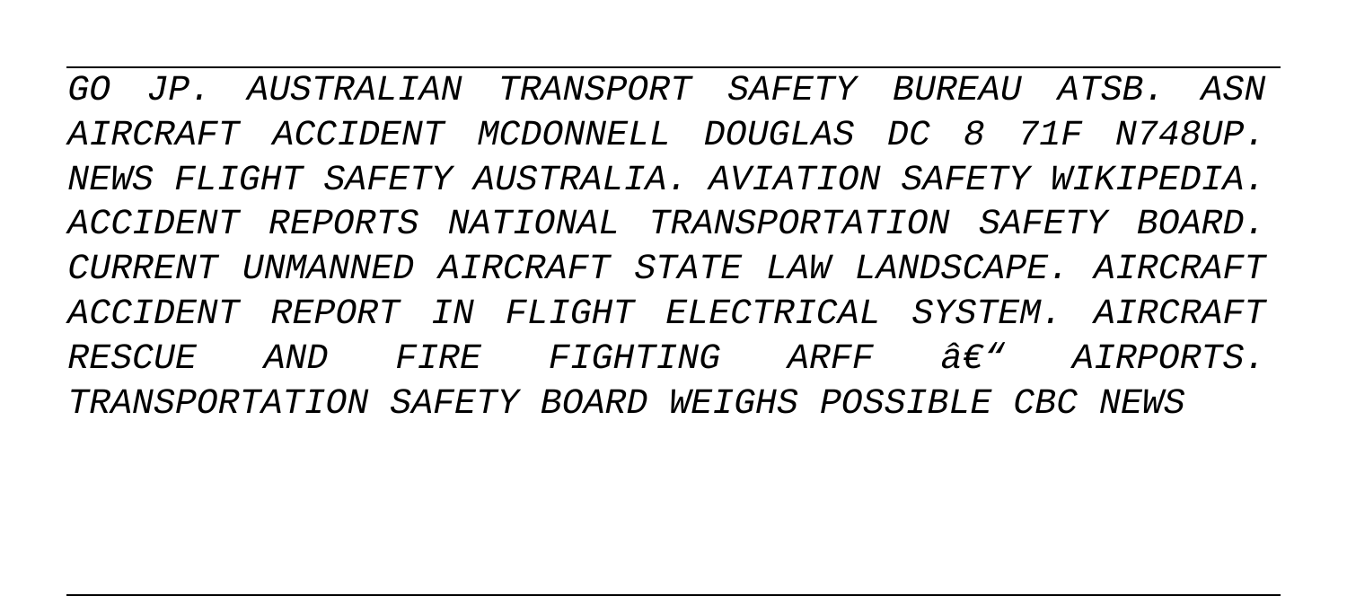GO JP. AUSTRALIAN TRANSPORT SAFETY BUREAU ATSB. ASN AIRCRAFT ACCIDENT MCDONNELL DOUGLAS DC 8 71F N748UP. NEWS FLIGHT SAFETY AUSTRALIA. AVIATION SAFETY WIKIPEDIA. ACCIDENT REPORTS NATIONAL TRANSPORTATION SAFETY BOARD. CURRENT UNMANNED AIRCRAFT STATE LAW LANDSCAPE. AIRCRAFT ACCIDENT REPORT IN FLIGHT ELECTRICAL SYSTEM. AIRCRAFT RESCUE AND FIRE FIGHTING ARFF â€“ AIRPORTS. TRANSPORTATION SAFETY BOARD WEIGHS POSSIBLE CBC NEWS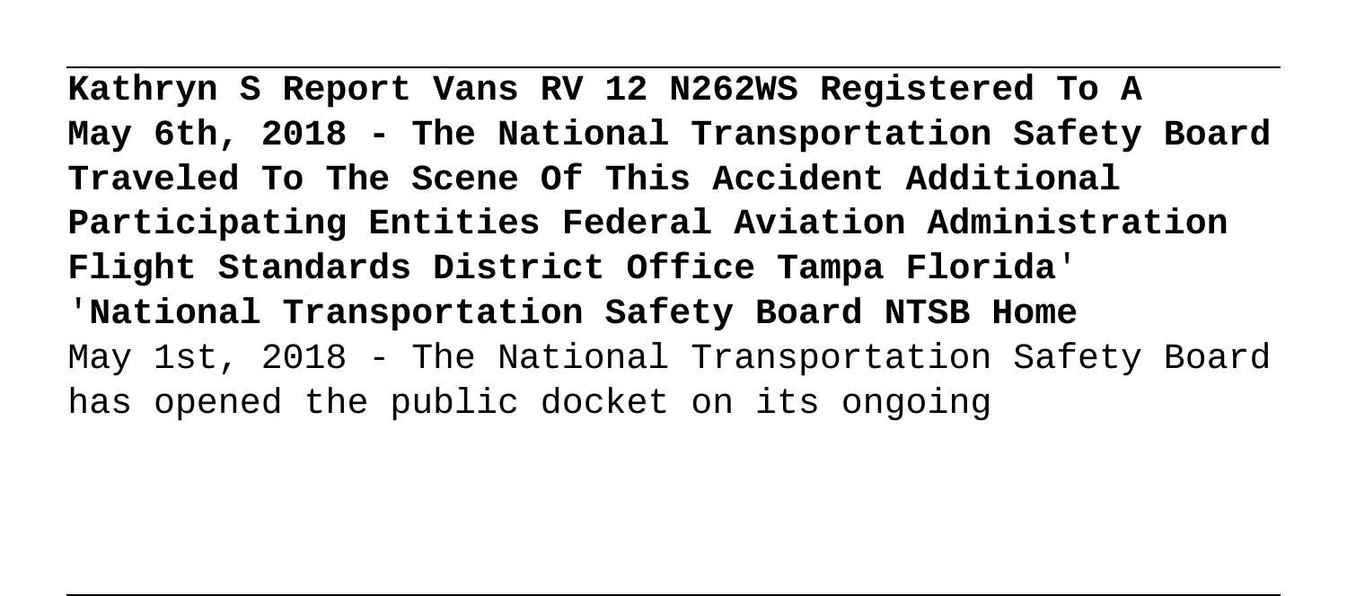**Kathryn S Report Vans RV 12 N262WS Registered To A May 6th, 2018 - The National Transportation Safety Board Traveled To The Scene Of This Accident Additional Participating Entities Federal Aviation Administration Flight Standards District Office Tampa Florida**'

'**National Transportation Safety Board NTSB Home**

May 1st, 2018 - The National Transportation Safety Board has opened the public docket on its ongoing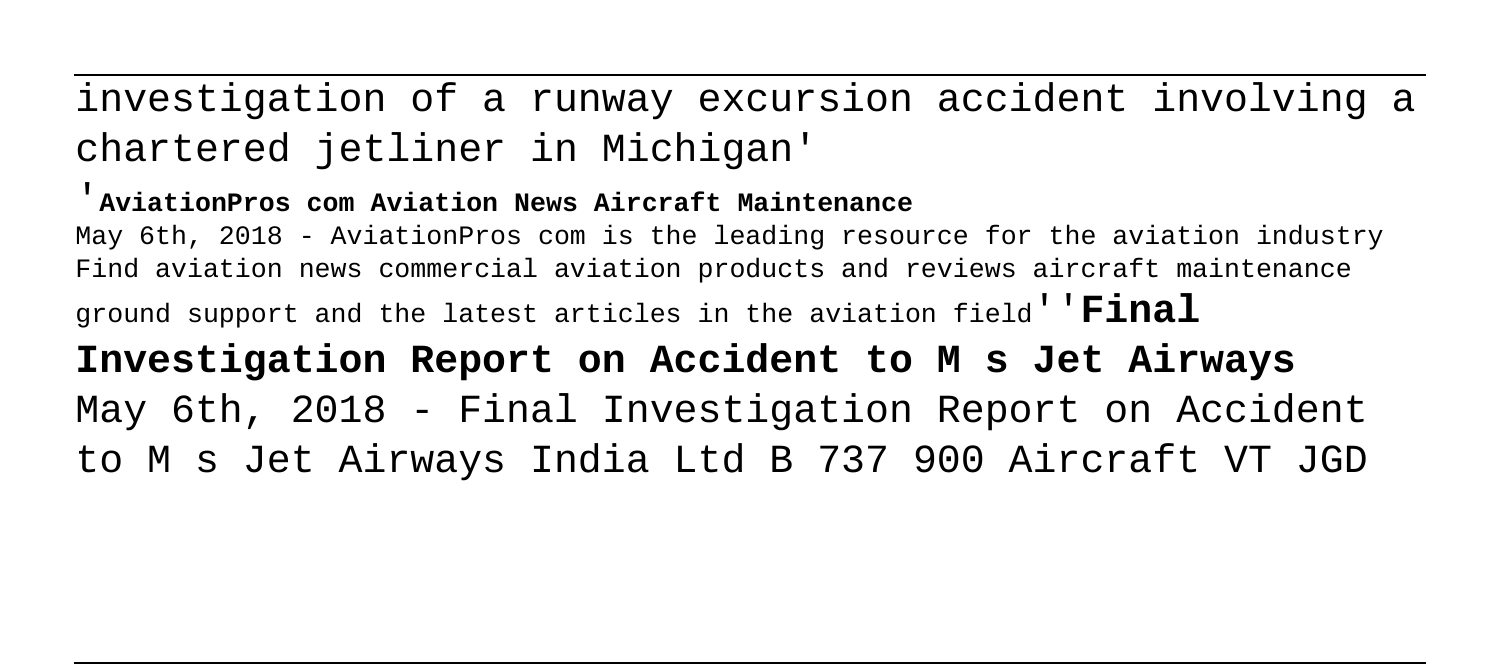investigation of a runway excursion accident involving a chartered jetliner in Michigan'

'**AviationPros com Aviation News Aircraft Maintenance**
May 6th, 2018 - AviationPros com is the leading resource for the aviation industry Find aviation news commercial aviation products and reviews aircraft maintenance ground support and the latest articles in the aviation field''**Final Investigation Report on Accident to M s Jet Airways**
May 6th, 2018 - Final Investigation Report on Accident to M s Jet Airways India Ltd B 737 900 Aircraft VT JGD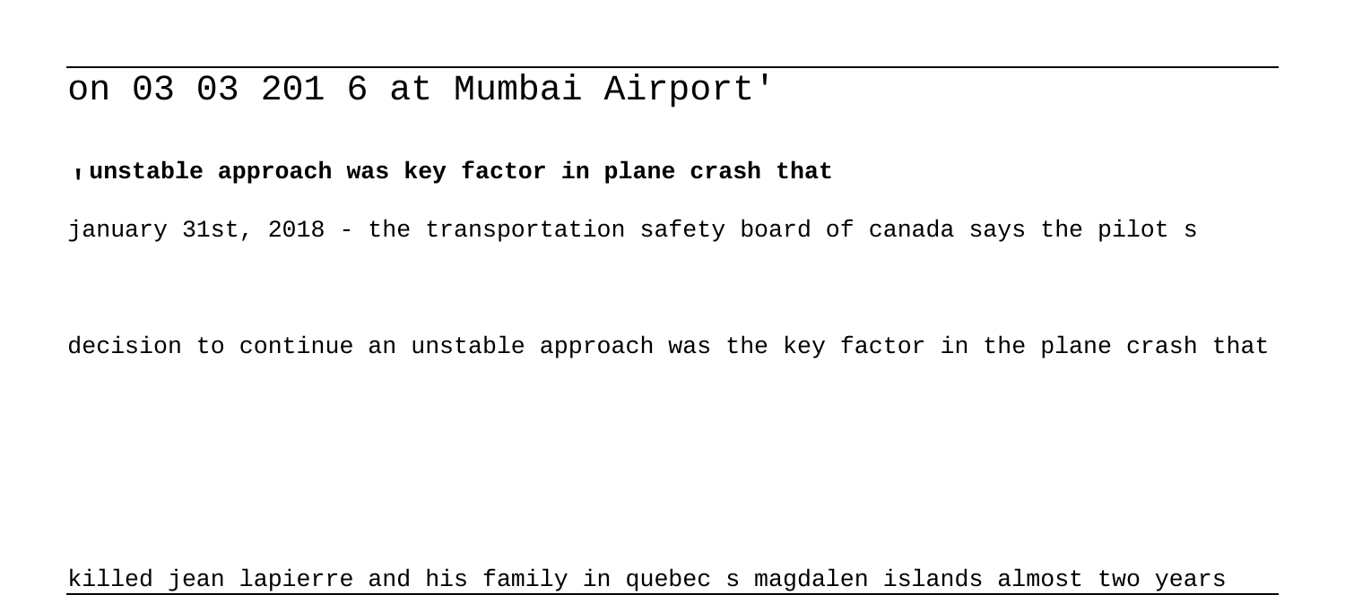on 03 03 201 6 at Mumbai Airport'

'**unstable approach was key factor in plane crash that**

january 31st, 2018 - the transportation safety board of canada says the pilot s

decision to continue an unstable approach was the key factor in the plane crash that

killed jean lapierre and his family in quebec s magdalen islands almost two years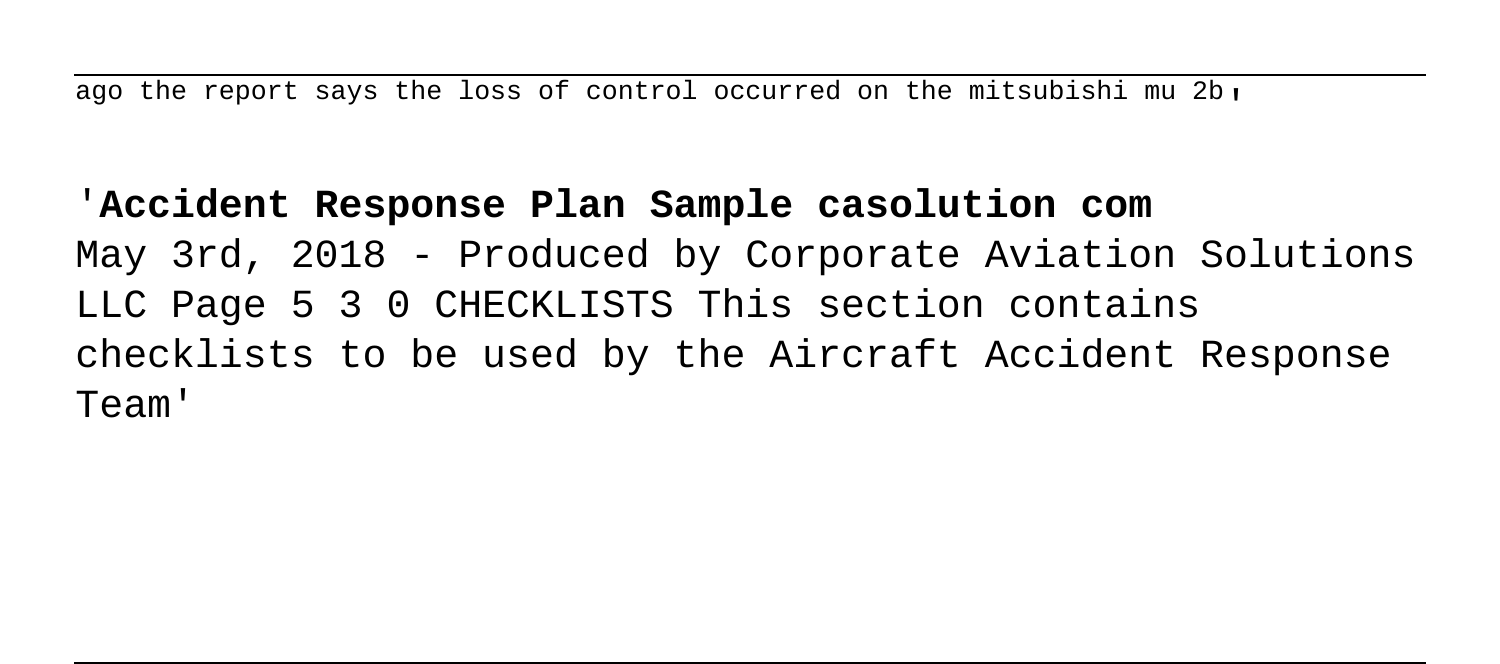ago the report says the loss of control occurred on the mitsubishi mu 2b'

'**Accident Response Plan Sample casolution com**
May 3rd, 2018 - Produced by Corporate Aviation Solutions LLC Page 5 3 0 CHECKLISTS This section contains checklists to be used by the Aircraft Accident Response Team'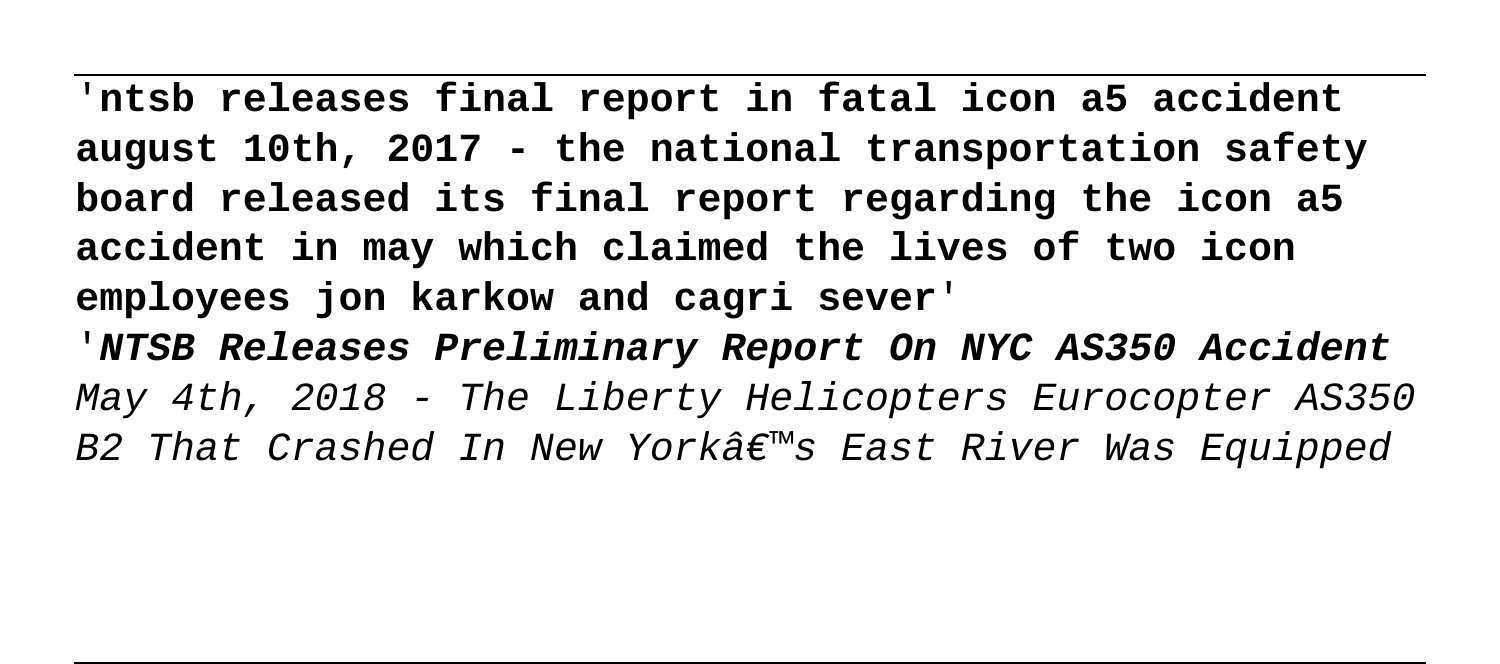'**ntsb releases final report in fatal icon a5 accident august 10th, 2017 - the national transportation safety board released its final report regarding the icon a5 accident in may which claimed the lives of two icon employees jon karkow and cagri sever**'

'***NTSB Releases Preliminary Report On NYC AS350 Accident*** *May 4th, 2018 - The Liberty Helicopters Eurocopter AS350 B2 That Crashed In New Yorkâ€™s East River Was Equipped*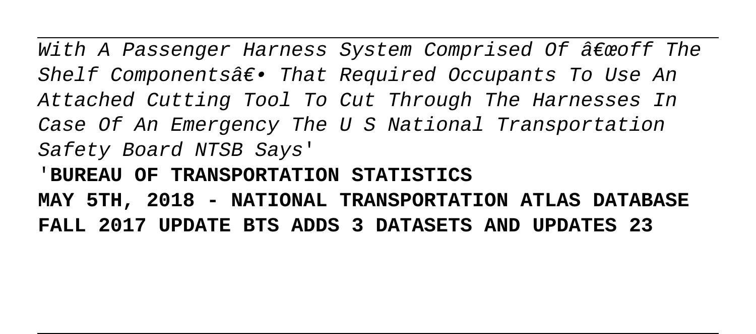*With A Passenger Harness System Comprised Of â€œoff The Shelf Componentsâ€• That Required Occupants To Use An Attached Cutting Tool To Cut Through The Harnesses In Case Of An Emergency The U S National Transportation Safety Board NTSB Says'*

'**BUREAU OF TRANSPORTATION STATISTICS**
**MAY 5TH, 2018 - NATIONAL TRANSPORTATION ATLAS DATABASE FALL 2017 UPDATE BTS ADDS 3 DATASETS AND UPDATES 23**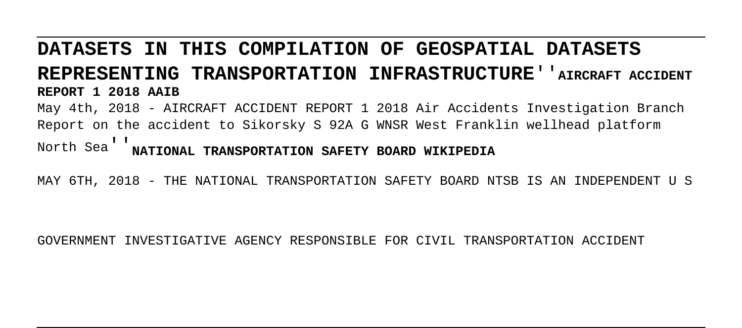**DATASETS IN THIS COMPILATION OF GEOSPATIAL DATASETS REPRESENTING TRANSPORTATION INFRASTRUCTURE''AIRCRAFT ACCIDENT REPORT 1 2018 AAIB**

May 4th, 2018 - AIRCRAFT ACCIDENT REPORT 1 2018 Air Accidents Investigation Branch Report on the accident to Sikorsky S 92A G WNSR West Franklin wellhead platform North Sea''**NATIONAL TRANSPORTATION SAFETY BOARD WIKIPEDIA**

MAY 6TH, 2018 - THE NATIONAL TRANSPORTATION SAFETY BOARD NTSB IS AN INDEPENDENT U S GOVERNMENT INVESTIGATIVE AGENCY RESPONSIBLE FOR CIVIL TRANSPORTATION ACCIDENT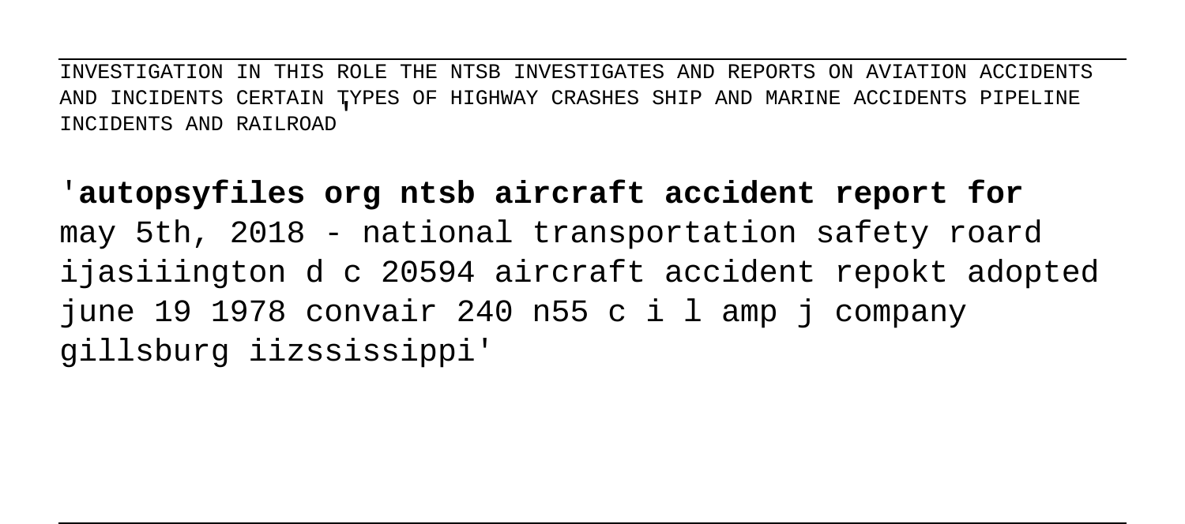INVESTIGATION IN THIS ROLE THE NTSB INVESTIGATES AND REPORTS ON AVIATION ACCIDENTS AND INCIDENTS CERTAIN TYPES OF HIGHWAY CRASHES SHIP AND MARINE ACCIDENTS PIPELINE INCIDENTS AND RAILROAD'

'**autopsyfiles org ntsb aircraft accident report for** may 5th, 2018 - national transportation safety roard ijasiiington d c 20594 aircraft accident repokt adopted june 19 1978 convair 240 n55 c i l amp j company gillsburg iizssissippi'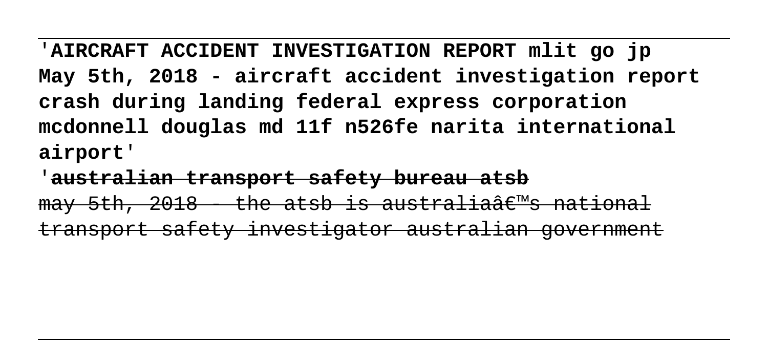'**AIRCRAFT ACCIDENT INVESTIGATION REPORT mlit go jp**
**May 5th, 2018 - aircraft accident investigation report crash during landing federal express corporation mcdonnell douglas md 11f n526fe narita international airport**'

'~~**australian transport safety bureau atsb**~~
~~may 5th, 2018 - the atsb is australiaâ€™s national transport safety investigator australian government~~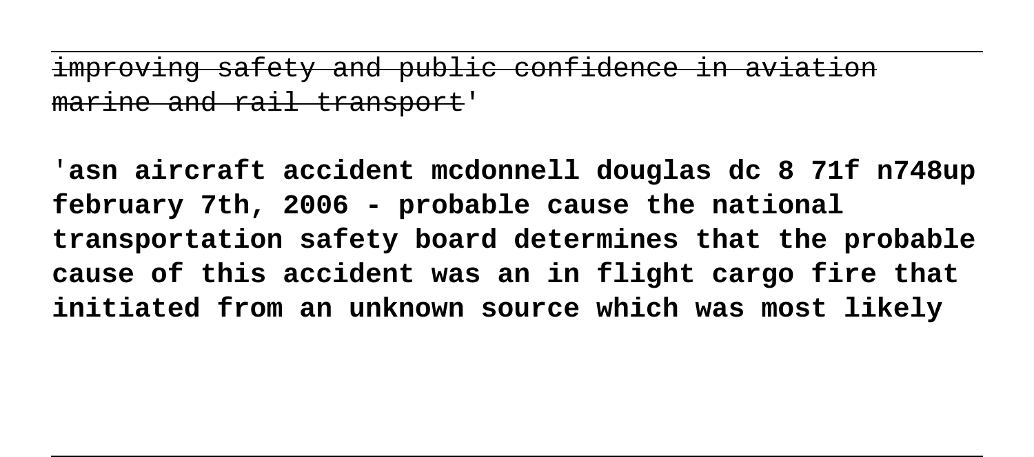~~improving safety and public confidence in aviation marine and rail transport~~'

'**asn aircraft accident mcdonnell douglas dc 8 71f n748up february 7th, 2006 - probable cause the national transportation safety board determines that the probable cause of this accident was an in flight cargo fire that initiated from an unknown source which was most likely**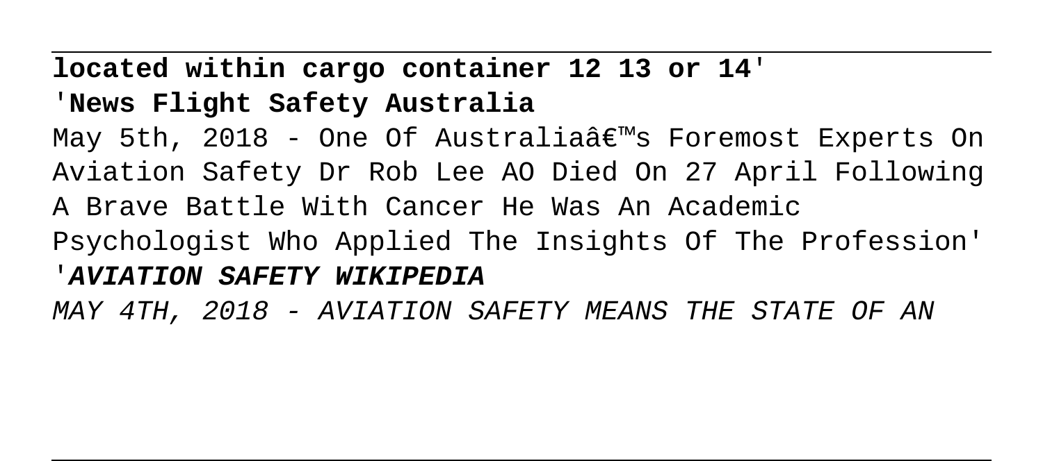**located within cargo container 12 13 or 14**'

'**News Flight Safety Australia**

May 5th, 2018 - One Of Australiaâ€™s Foremost Experts On Aviation Safety Dr Rob Lee AO Died On 27 April Following A Brave Battle With Cancer He Was An Academic Psychologist Who Applied The Insights Of The Profession'

'***AVIATION SAFETY WIKIPEDIA***

*MAY 4TH, 2018 - AVIATION SAFETY MEANS THE STATE OF AN*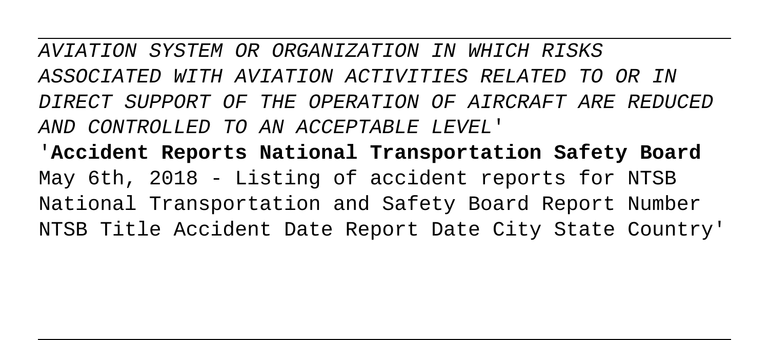AVIATION SYSTEM OR ORGANIZATION IN WHICH RISKS ASSOCIATED WITH AVIATION ACTIVITIES RELATED TO OR IN DIRECT SUPPORT OF THE OPERATION OF AIRCRAFT ARE REDUCED AND CONTROLLED TO AN ACCEPTABLE LEVEL'

'**Accident Reports National Transportation Safety Board** May 6th, 2018 - Listing of accident reports for NTSB National Transportation and Safety Board Report Number NTSB Title Accident Date Report Date City State Country'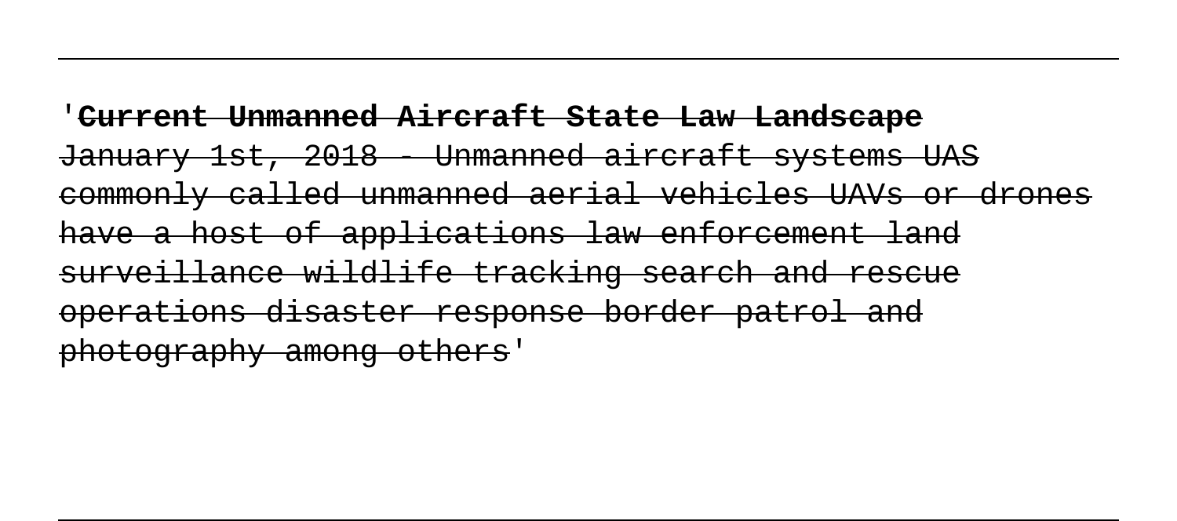'**Current Unmanned Aircraft State Law Landscape**
January 1st, 2018 - Unmanned aircraft systems UAS commonly called unmanned aerial vehicles UAVs or drones have a host of applications law enforcement land surveillance wildlife tracking search and rescue operations disaster response border patrol and photography among others'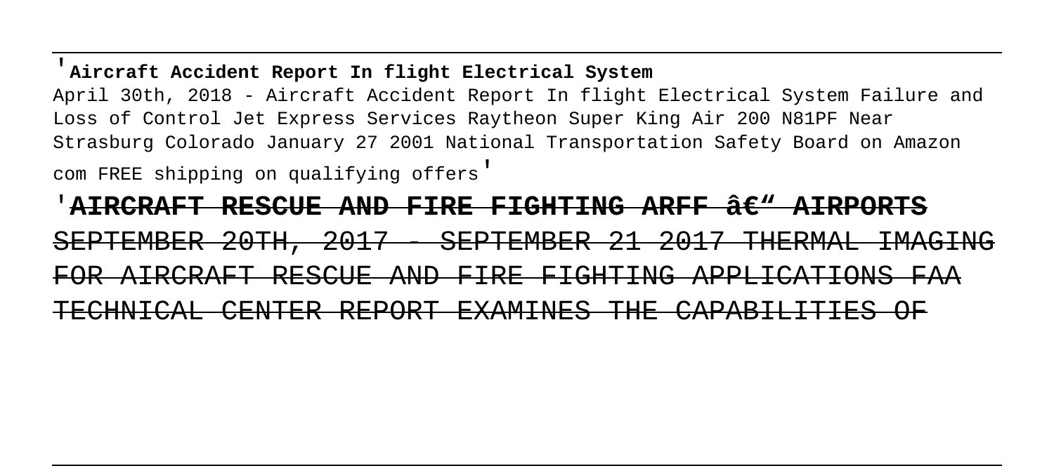'**Aircraft Accident Report In flight Electrical System**

April 30th, 2018 - Aircraft Accident Report In flight Electrical System Failure and Loss of Control Jet Express Services Raytheon Super King Air 200 N81PF Near Strasburg Colorado January 27 2001 National Transportation Safety Board on Amazon com FREE shipping on qualifying offers'

'**AIRCRAFT RESCUE AND FIRE FIGHTING ARFF â€" AIRPORTS**

~~SEPTEMBER 20TH, 2017 - SEPTEMBER 21 2017 THERMAL IMAGING FOR AIRCRAFT RESCUE AND FIRE FIGHTING APPLICATIONS FAA TECHNICAL CENTER REPORT EXAMINES THE CAPABILITIES OF~~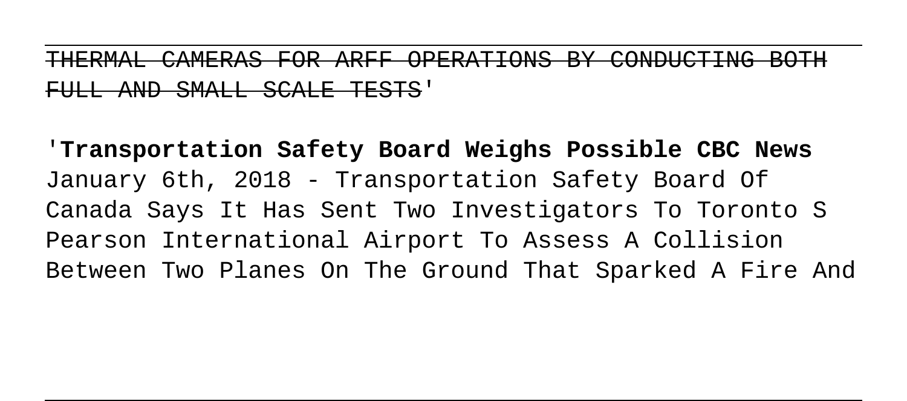THERMAL CAMERAS FOR ARFF OPERATIONS BY CONDUCTING BOTH FULL AND SMALL SCALE TESTS'

'**Transportation Safety Board Weighs Possible CBC News**
January 6th, 2018 - Transportation Safety Board Of Canada Says It Has Sent Two Investigators To Toronto S Pearson International Airport To Assess A Collision Between Two Planes On The Ground That Sparked A Fire And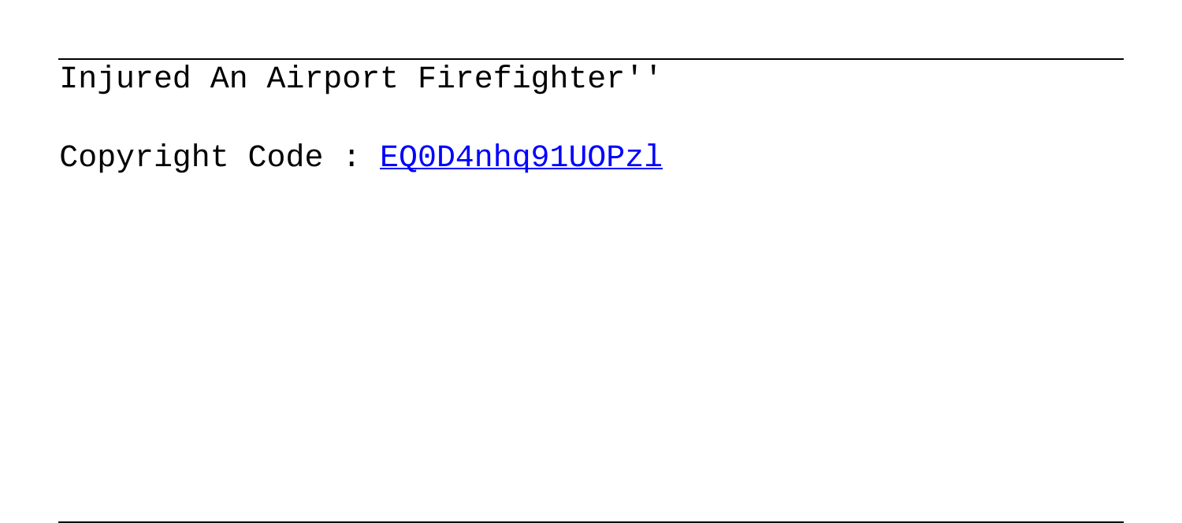Injured An Airport Firefighter''

Copyright Code : [EQ0D4nhq91UOPzl]